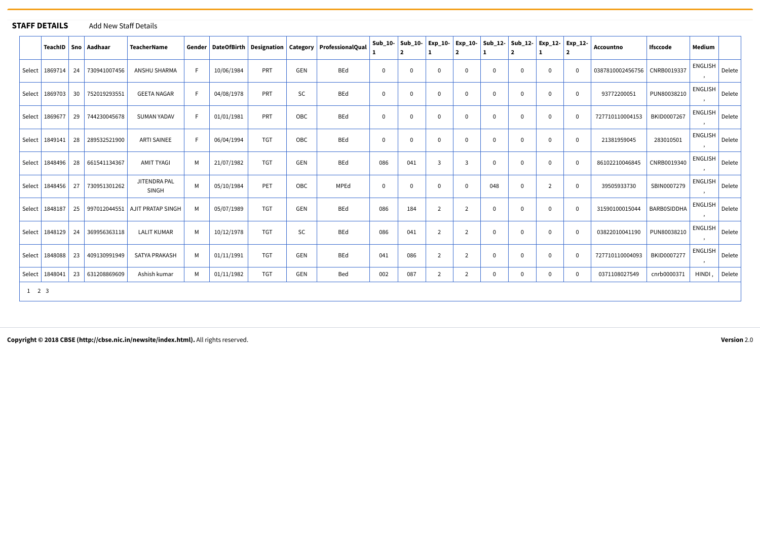**STAFF DETAILS** Add New Staff Details

| | TeachID | Sno | Aadhaar | TeacherName | Gender | DateOfBirth | Designation | Category | ProfessionalQual | Sub_10-1 | Sub_10-2 | Exp_10-1 | Exp_10-2 | Sub_12-1 | Sub_12-2 | Exp_12-1 | Exp_12-2 | Accountno | Ifsccode | Medium | |
|---|---|---|---|---|---|---|---|---|---|---|---|---|---|---|---|---|---|---|---|---|---|
| Select | 1869714 | 24 | 730941007456 | ANSHU SHARMA | F | 10/06/1984 | PRT | GEN | BEd | 0 | 0 | 0 | 0 | 0 | 0 | 0 | 0 | 0387810002456756 | CNRB0019337 | ENGLISH , | Delete |
| Select | 1869703 | 30 | 752019293551 | GEETA NAGAR | F | 04/08/1978 | PRT | SC | BEd | 0 | 0 | 0 | 0 | 0 | 0 | 0 | 0 | 93772200051 | PUN80038210 | ENGLISH , | Delete |
| Select | 1869677 | 29 | 744230045678 | SUMAN YADAV | F | 01/01/1981 | PRT | OBC | BEd | 0 | 0 | 0 | 0 | 0 | 0 | 0 | 0 | 727710110004153 | BKID0007267 | ENGLISH , | Delete |
| Select | 1849141 | 28 | 289532521900 | ARTI SAINEE | F | 06/04/1994 | TGT | OBC | BEd | 0 | 0 | 0 | 0 | 0 | 0 | 0 | 0 | 21381959045 | 283010501 | ENGLISH , | Delete |
| Select | 1848496 | 28 | 661541134367 | AMIT TYAGI | M | 21/07/1982 | TGT | GEN | BEd | 086 | 041 | 3 | 3 | 0 | 0 | 0 | 0 | 86102210046845 | CNRB0019340 | ENGLISH , | Delete |
| Select | 1848456 | 27 | 730951301262 | JITENDRA PAL SINGH | M | 05/10/1984 | PET | OBC | MPEd | 0 | 0 | 0 | 0 | 048 | 0 | 2 | 0 | 39505933730 | SBIN0007279 | ENGLISH , | Delete |
| Select | 1848187 | 25 | 997012044551 | AJIT PRATAP SINGH | M | 05/07/1989 | TGT | GEN | BEd | 086 | 184 | 2 | 2 | 0 | 0 | 0 | 0 | 31590100015044 | BARB0SIDDHA | ENGLISH , | Delete |
| Select | 1848129 | 24 | 369956363118 | LALIT KUMAR | M | 10/12/1978 | TGT | SC | BEd | 086 | 041 | 2 | 2 | 0 | 0 | 0 | 0 | 03822010041190 | PUN80038210 | ENGLISH , | Delete |
| Select | 1848088 | 23 | 409130991949 | SATYA PRAKASH | M | 01/11/1991 | TGT | GEN | BEd | 041 | 086 | 2 | 2 | 0 | 0 | 0 | 0 | 727710110004093 | BKID0007277 | ENGLISH , | Delete |
| Select | 1848041 | 23 | 631208869609 | Ashish kumar | M | 01/11/1982 | TGT | GEN | Bed | 002 | 087 | 2 | 2 | 0 | 0 | 0 | 0 | 0371108027549 | cnrb0000371 | HINDI , | Delete |

1 2 3

**Copyright © 2018 CBSE (http://cbse.nic.in/newsite/index.html).** All rights reserved.

**Version** 2.0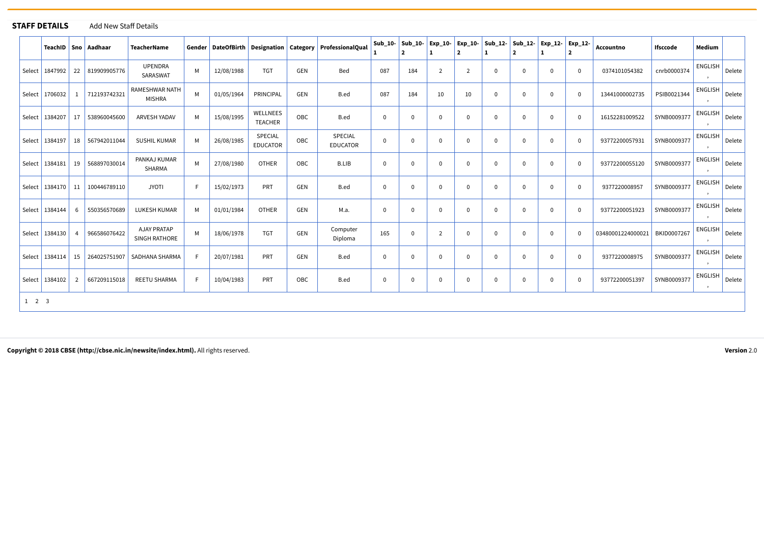**STAFF DETAILS** Add New Staff Details

| | TeachID | Sno | Aadhaar | TeacherName | Gender | DateOfBirth | Designation | Category | ProfessionalQual | Sub_10-1 | Sub_10-2 | Exp_10-1 | Exp_10-2 | Sub_12-1 | Sub_12-2 | Exp_12-1 | Exp_12-2 | Accountno | Ifsccode | Medium | |
|---|---|---|---|---|---|---|---|---|---|---|---|---|---|---|---|---|---|---|---|---|---|
| Select | 1847992 | 22 | 819909905776 | UPENDRA SARASWAT | M | 12/08/1988 | TGT | GEN | Bed | 087 | 184 | 2 | 2 | 0 | 0 | 0 | 0 | 0374101054382 | cnrb0000374 | ENGLISH , | Delete |
| Select | 1706032 | 1 | 712193742321 | RAMESHWAR NATH MISHRA | M | 01/05/1964 | PRINCIPAL | GEN | B.ed | 087 | 184 | 10 | 10 | 0 | 0 | 0 | 0 | 13441000002735 | PSIB0021344 | ENGLISH , | Delete |
| Select | 1384207 | 17 | 538960045600 | ARVESH YADAV | M | 15/08/1995 | WELLNEES TEACHER | OBC | B.ed | 0 | 0 | 0 | 0 | 0 | 0 | 0 | 0 | 16152281009522 | SYNB0009377 | ENGLISH , | Delete |
| Select | 1384197 | 18 | 567942011044 | SUSHIL KUMAR | M | 26/08/1985 | SPECIAL EDUCATOR | OBC | SPECIAL EDUCATOR | 0 | 0 | 0 | 0 | 0 | 0 | 0 | 0 | 93772200057931 | SYNB0009377 | ENGLISH , | Delete |
| Select | 1384181 | 19 | 568897030014 | PANKAJ KUMAR SHARMA | M | 27/08/1980 | OTHER | OBC | B.LIB | 0 | 0 | 0 | 0 | 0 | 0 | 0 | 0 | 93772200055120 | SYNB0009377 | ENGLISH , | Delete |
| Select | 1384170 | 11 | 100446789110 | JYOTI | F | 15/02/1973 | PRT | GEN | B.ed | 0 | 0 | 0 | 0 | 0 | 0 | 0 | 0 | 9377220008957 | SYNB0009377 | ENGLISH , | Delete |
| Select | 1384144 | 6 | 550356570689 | LUKESH KUMAR | M | 01/01/1984 | OTHER | GEN | M.a. | 0 | 0 | 0 | 0 | 0 | 0 | 0 | 0 | 93772200051923 | SYNB0009377 | ENGLISH , | Delete |
| Select | 1384130 | 4 | 966586076422 | AJAY PRATAP SINGH RATHORE | M | 18/06/1978 | TGT | GEN | Computer Diploma | 165 | 0 | 2 | 0 | 0 | 0 | 0 | 0 | 03480001224000021 | BKID0007267 | ENGLISH , | Delete |
| Select | 1384114 | 15 | 264025751907 | SADHANA SHARMA | F | 20/07/1981 | PRT | GEN | B.ed | 0 | 0 | 0 | 0 | 0 | 0 | 0 | 0 | 9377220008975 | SYNB0009377 | ENGLISH , | Delete |
| Select | 1384102 | 2 | 667209115018 | REETU SHARMA | F | 10/04/1983 | PRT | OBC | B.ed | 0 | 0 | 0 | 0 | 0 | 0 | 0 | 0 | 93772200051397 | SYNB0009377 | ENGLISH , | Delete |

1 2 3

**Copyright © 2018 CBSE (http://cbse.nic.in/newsite/index.html).** All rights reserved.

**Version** 2.0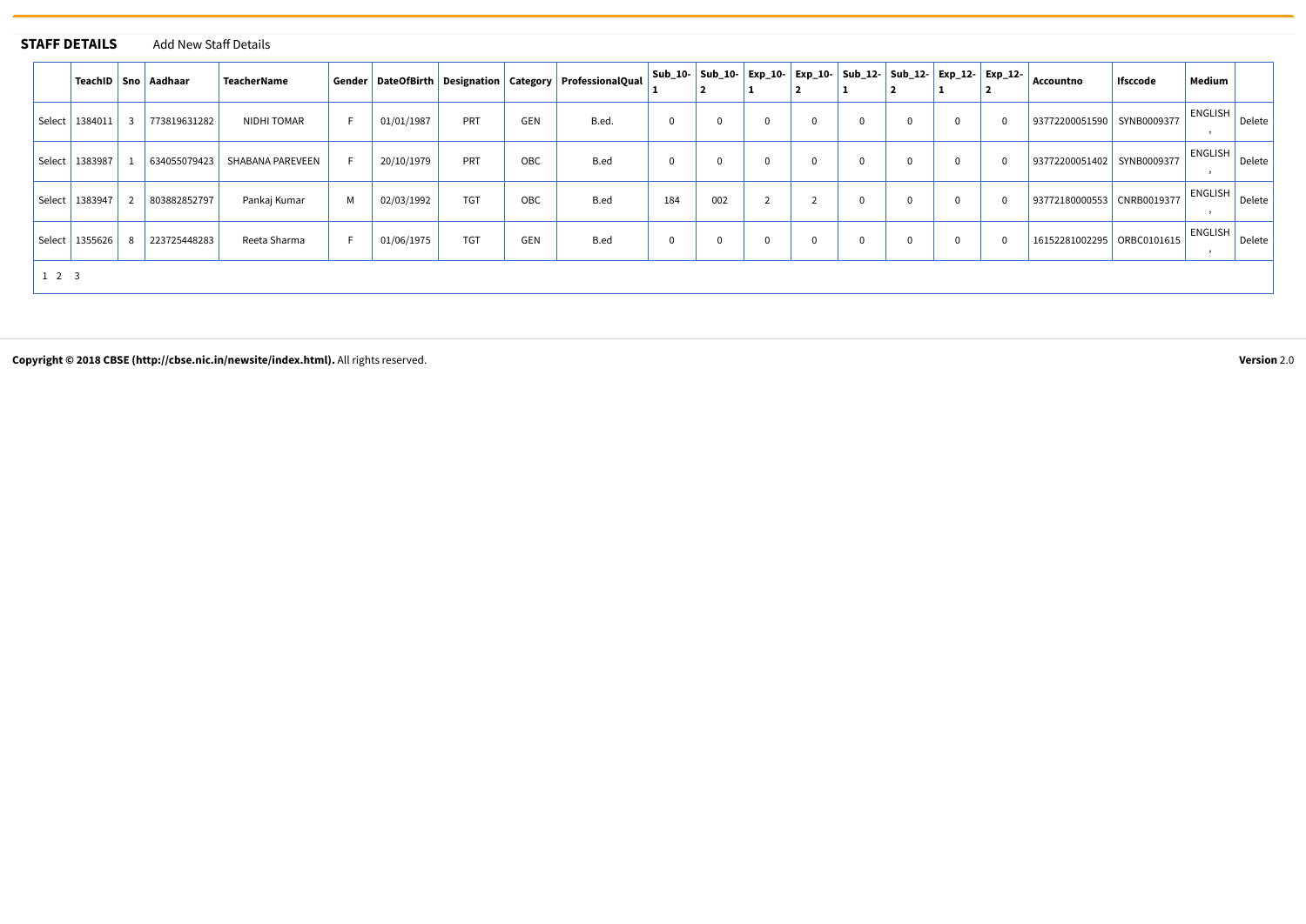**STAFF DETAILS** Add New Staff Details

| | TeachID | Sno | Aadhaar | TeacherName | Gender | DateOfBirth | Designation | Category | ProfessionalQual | Sub_10-1 | Sub_10-2 | Exp_10-1 | Exp_10-2 | Sub_12-1 | Sub_12-2 | Exp_12-1 | Exp_12-2 | Accountno | Ifsccode | Medium | |
|---|---|---|---|---|---|---|---|---|---|---|---|---|---|---|---|---|---|---|---|---|---|
| Select | 1384011 | 3 | 773819631282 | NIDHI TOMAR | F | 01/01/1987 | PRT | GEN | B.ed. | 0 | 0 | 0 | 0 | 0 | 0 | 0 | 0 | 93772200051590 | SYNB0009377 | ENGLISH , | Delete |
| Select | 1383987 | 1 | 634055079423 | SHABANA PAREVEEN | F | 20/10/1979 | PRT | OBC | B.ed | 0 | 0 | 0 | 0 | 0 | 0 | 0 | 0 | 93772200051402 | SYNB0009377 | ENGLISH , | Delete |
| Select | 1383947 | 2 | 803882852797 | Pankaj Kumar | M | 02/03/1992 | TGT | OBC | B.ed | 184 | 002 | 2 | 2 | 0 | 0 | 0 | 0 | 93772180000553 | CNRB0019377 | ENGLISH , | Delete |
| Select | 1355626 | 8 | 223725448283 | Reeta Sharma | F | 01/06/1975 | TGT | GEN | B.ed | 0 | 0 | 0 | 0 | 0 | 0 | 0 | 0 | 16152281002295 | ORBC0101615 | ENGLISH , | Delete |

1 2 3

**Copyright © 2018 CBSE (http://cbse.nic.in/newsite/index.html).** All rights reserved. **Version** 2.0